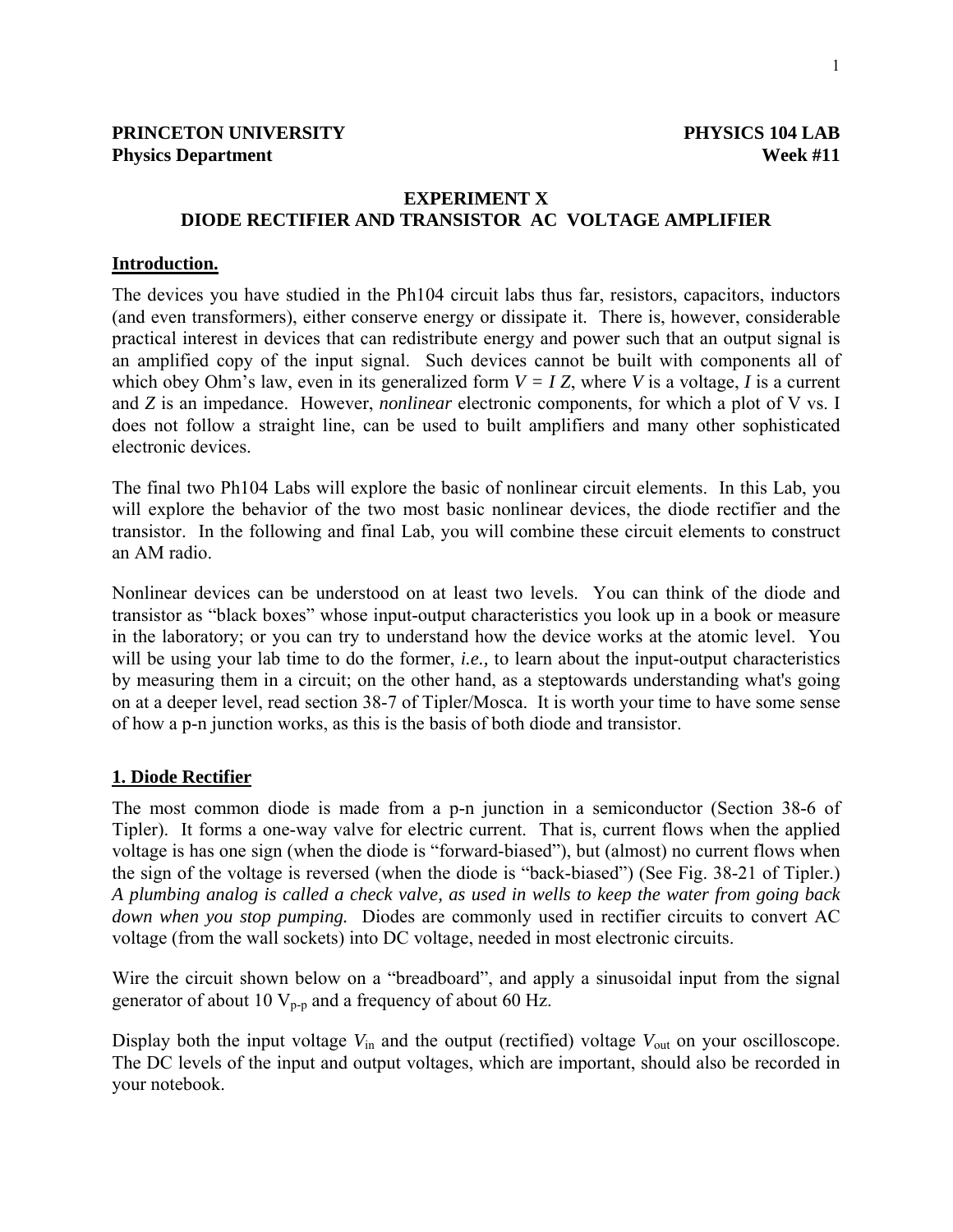**PRINCETON UNIVERSITY** **PHYSICS 104 LAB**
**Physics Department** **Week #11**

## EXPERIMENT X
## DIODE RECTIFIER AND TRANSISTOR AC VOLTAGE AMPLIFIER

### Introduction.

The devices you have studied in the Ph104 circuit labs thus far, resistors, capacitors, inductors (and even transformers), either conserve energy or dissipate it. There is, however, considerable practical interest in devices that can redistribute energy and power such that an output signal is an amplified copy of the input signal. Such devices cannot be built with components all of which obey Ohm's law, even in its generalized form $V = I Z$, where $V$ is a voltage, $I$ is a current and $Z$ is an impedance. However, *nonlinear* electronic components, for which a plot of V vs. I does not follow a straight line, can be used to built amplifiers and many other sophisticated electronic devices.

The final two Ph104 Labs will explore the basic of nonlinear circuit elements. In this Lab, you will explore the behavior of the two most basic nonlinear devices, the diode rectifier and the transistor. In the following and final Lab, you will combine these circuit elements to construct an AM radio.

Nonlinear devices can be understood on at least two levels. You can think of the diode and transistor as "black boxes" whose input-output characteristics you look up in a book or measure in the laboratory; or you can try to understand how the device works at the atomic level. You will be using your lab time to do the former, *i.e.,* to learn about the input-output characteristics by measuring them in a circuit; on the other hand, as a steptowards understanding what's going on at a deeper level, read section 38-7 of Tipler/Mosca. It is worth your time to have some sense of how a p-n junction works, as this is the basis of both diode and transistor.

### 1. Diode Rectifier

The most common diode is made from a p-n junction in a semiconductor (Section 38-6 of Tipler). It forms a one-way valve for electric current. That is, current flows when the applied voltage is has one sign (when the diode is "forward-biased"), but (almost) no current flows when the sign of the voltage is reversed (when the diode is "back-biased") (See Fig. 38-21 of Tipler.) *A plumbing analog is called a check valve, as used in wells to keep the water from going back down when you stop pumping.* Diodes are commonly used in rectifier circuits to convert AC voltage (from the wall sockets) into DC voltage, needed in most electronic circuits.

Wire the circuit shown below on a "breadboard", and apply a sinusoidal input from the signal generator of about 10 $V_{p\text{-}p}$ and a frequency of about 60 Hz.

Display both the input voltage $V_{\text{in}}$ and the output (rectified) voltage $V_{\text{out}}$ on your oscilloscope. The DC levels of the input and output voltages, which are important, should also be recorded in your notebook.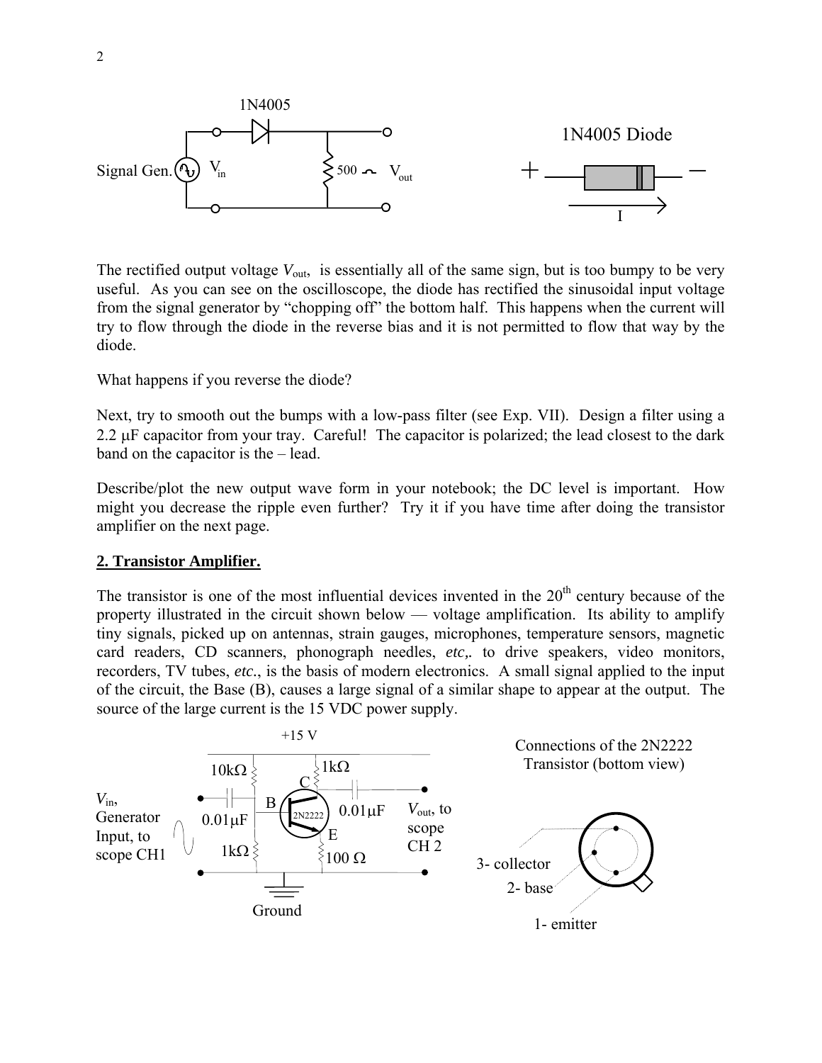The rectified output voltage $V_{out}$, is essentially all of the same sign, but is too bumpy to be very useful. As you can see on the oscilloscope, the diode has rectified the sinusoidal input voltage from the signal generator by "chopping off" the bottom half. This happens when the current will try to flow through the diode in the reverse bias and it is not permitted to flow that way by the diode.

What happens if you reverse the diode?

Next, try to smooth out the bumps with a low-pass filter (see Exp. VII). Design a filter using a 2.2 μF capacitor from your tray. Careful! The capacitor is polarized; the lead closest to the dark band on the capacitor is the – lead.

Describe/plot the new output wave form in your notebook; the DC level is important. How might you decrease the ripple even further? Try it if you have time after doing the transistor amplifier on the next page.

**2. Transistor Amplifier.**

The transistor is one of the most influential devices invented in the $20^{th}$ century because of the property illustrated in the circuit shown below — voltage amplification. Its ability to amplify tiny signals, picked up on antennas, strain gauges, microphones, temperature sensors, magnetic card readers, CD scanners, phonograph needles, *etc,.* to drive speakers, video monitors, recorders, TV tubes, *etc.*, is the basis of modern electronics. A small signal applied to the input of the circuit, the Base (B), causes a large signal of a similar shape to appear at the output. The source of the large current is the 15 VDC power supply.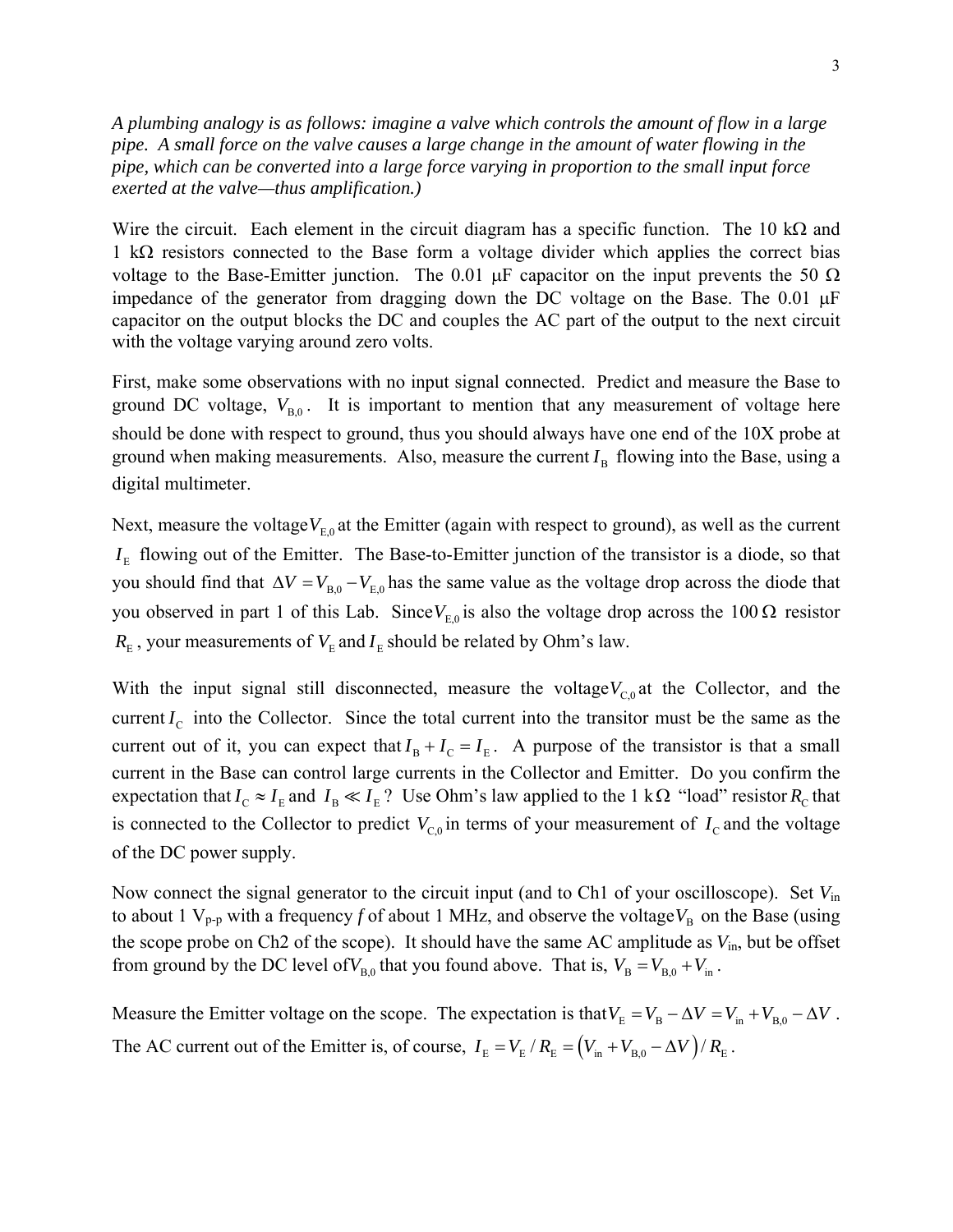*A plumbing analogy is as follows: imagine a valve which controls the amount of flow in a large pipe. A small force on the valve causes a large change in the amount of water flowing in the pipe, which can be converted into a large force varying in proportion to the small input force exerted at the valve—thus amplification.)*

Wire the circuit. Each element in the circuit diagram has a specific function. The 10 kΩ and 1 kΩ resistors connected to the Base form a voltage divider which applies the correct bias voltage to the Base-Emitter junction. The 0.01 μF capacitor on the input prevents the 50 Ω impedance of the generator from dragging down the DC voltage on the Base. The 0.01 μF capacitor on the output blocks the DC and couples the AC part of the output to the next circuit with the voltage varying around zero volts.

First, make some observations with no input signal connected. Predict and measure the Base to ground DC voltage, $V_{\mathrm{B},0}$. It is important to mention that any measurement of voltage here should be done with respect to ground, thus you should always have one end of the 10X probe at ground when making measurements. Also, measure the current $I_{\mathrm{B}}$ flowing into the Base, using a digital multimeter.

Next, measure the voltage $V_{\mathrm{E},0}$ at the Emitter (again with respect to ground), as well as the current $I_{\mathrm{E}}$ flowing out of the Emitter. The Base-to-Emitter junction of the transistor is a diode, so that you should find that $\Delta V = V_{\mathrm{B},0} - V_{\mathrm{E},0}$ has the same value as the voltage drop across the diode that you observed in part 1 of this Lab. Since $V_{\mathrm{E},0}$ is also the voltage drop across the $100\,\Omega$ resistor $R_{\mathrm{E}}$, your measurements of $V_{\mathrm{E}}$ and $I_{\mathrm{E}}$ should be related by Ohm's law.

With the input signal still disconnected, measure the voltage $V_{\mathrm{C},0}$ at the Collector, and the current $I_{\mathrm{C}}$ into the Collector. Since the total current into the transitor must be the same as the current out of it, you can expect that $I_{\mathrm{B}} + I_{\mathrm{C}} = I_{\mathrm{E}}$. A purpose of the transistor is that a small current in the Base can control large currents in the Collector and Emitter. Do you confirm the expectation that $I_{\mathrm{C}} \approx I_{\mathrm{E}}$ and $I_{\mathrm{B}} \ll I_{\mathrm{E}}$? Use Ohm's law applied to the $1\,\mathrm{k}\Omega$ "load" resistor $R_{\mathrm{C}}$ that is connected to the Collector to predict $V_{\mathrm{C},0}$ in terms of your measurement of $I_{\mathrm{C}}$ and the voltage of the DC power supply.

Now connect the signal generator to the circuit input (and to Ch1 of your oscilloscope). Set $V_{\mathrm{in}}$ to about 1 $V_{\mathrm{p\text{-}p}}$ with a frequency $f$ of about 1 MHz, and observe the voltage $V_{\mathrm{B}}$ on the Base (using the scope probe on Ch2 of the scope). It should have the same AC amplitude as $V_{\mathrm{in}}$, but be offset from ground by the DC level of $V_{\mathrm{B},0}$ that you found above. That is, $V_{\mathrm{B}} = V_{\mathrm{B},0} + V_{\mathrm{in}}$.

Measure the Emitter voltage on the scope. The expectation is that $V_{\mathrm{E}} = V_{\mathrm{B}} - \Delta V = V_{\mathrm{in}} + V_{\mathrm{B},0} - \Delta V$. The AC current out of the Emitter is, of course, $I_{\mathrm{E}} = V_{\mathrm{E}} / R_{\mathrm{E}} = \left(V_{\mathrm{in}} + V_{\mathrm{B},0} - \Delta V\right) / R_{\mathrm{E}}$.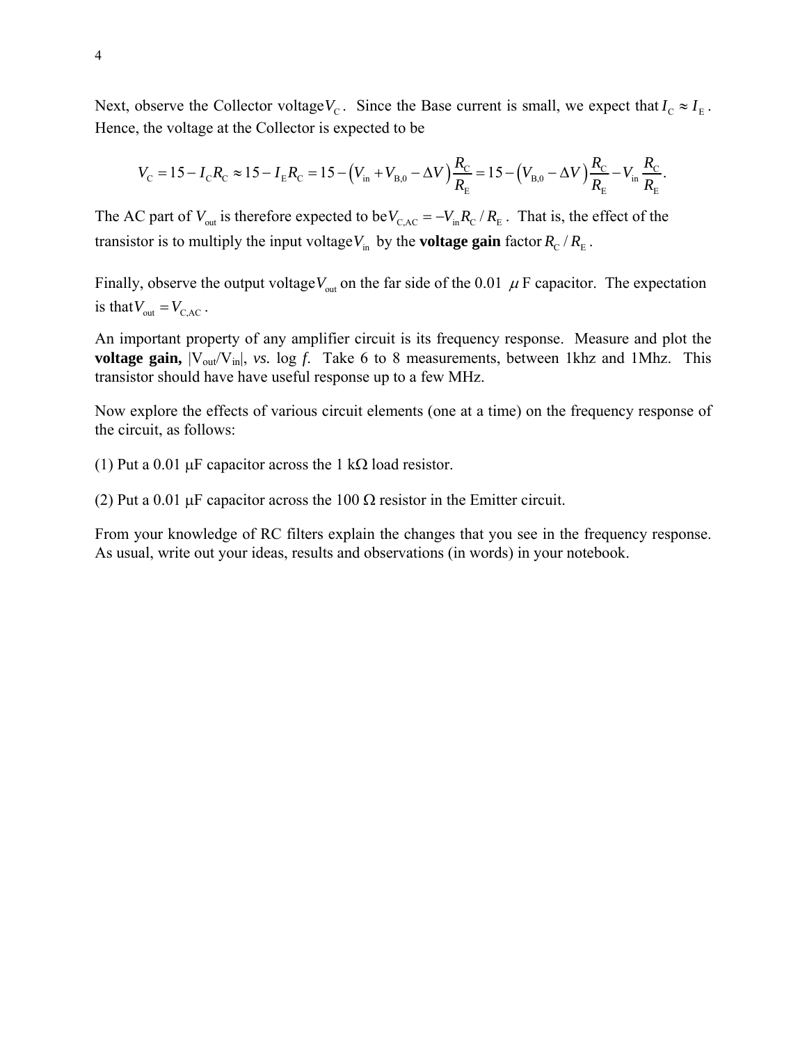Next, observe the Collector voltage $V_C$. Since the Base current is small, we expect that $I_C \approx I_E$. Hence, the voltage at the Collector is expected to be

$$V_C = 15 - I_C R_C \approx 15 - I_E R_C = 15 - \left(V_{in} + V_{B,0} - \Delta V\right)\frac{R_C}{R_E} = 15 - \left(V_{B,0} - \Delta V\right)\frac{R_C}{R_E} - V_{in}\frac{R_C}{R_E}.$$

The AC part of $V_{out}$ is therefore expected to be $V_{C,AC} = -V_{in} R_C / R_E$. That is, the effect of the transistor is to multiply the input voltage $V_{in}$ by the **voltage gain** factor $R_C / R_E$.

Finally, observe the output voltage $V_{out}$ on the far side of the 0.01 $\mu$F capacitor. The expectation is that $V_{out} = V_{C,AC}$.

An important property of any amplifier circuit is its frequency response. Measure and plot the **voltage gain,** $|V_{out}/V_{in}|$, *vs.* log *f*. Take 6 to 8 measurements, between 1khz and 1Mhz. This transistor should have have useful response up to a few MHz.

Now explore the effects of various circuit elements (one at a time) on the frequency response of the circuit, as follows:

(1) Put a 0.01 μF capacitor across the 1 kΩ load resistor.

(2) Put a 0.01 μF capacitor across the 100 Ω resistor in the Emitter circuit.

From your knowledge of RC filters explain the changes that you see in the frequency response. As usual, write out your ideas, results and observations (in words) in your notebook.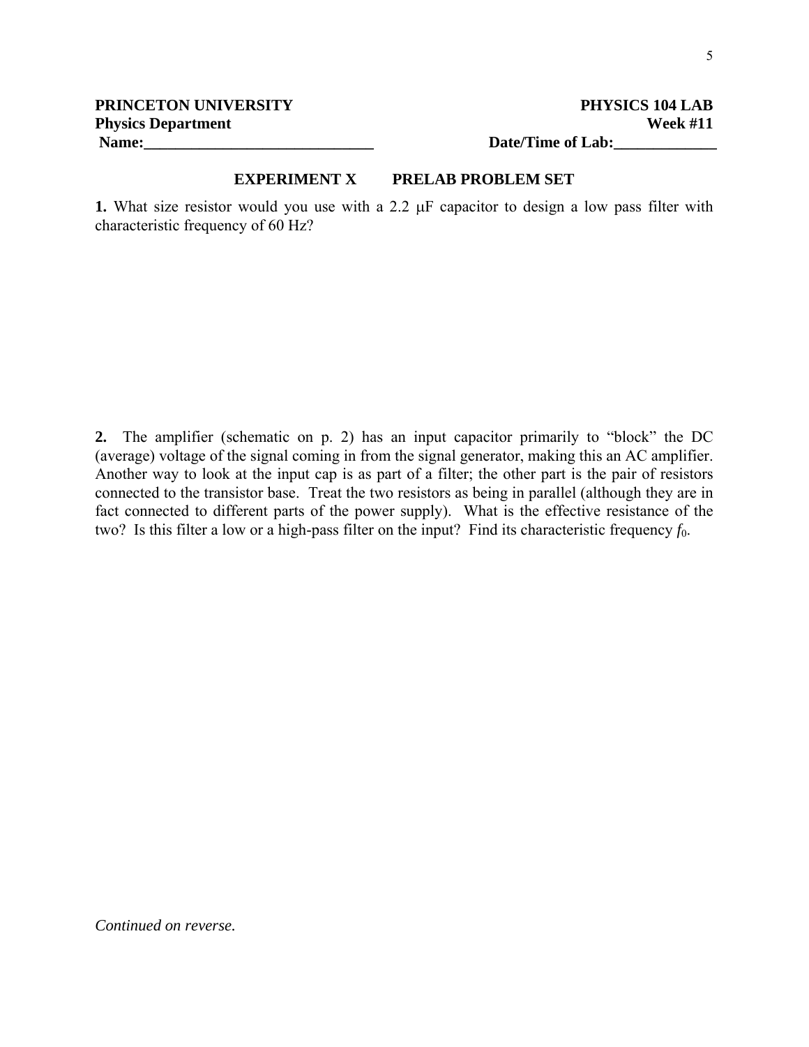**PRINCETON UNIVERSITY** **PHYSICS 104 LAB**
**Physics Department** **Week #11**
**Name:______________________________** **Date/Time of Lab:_____________**

## EXPERIMENT X PRELAB PROBLEM SET

**1.** What size resistor would you use with a 2.2 μF capacitor to design a low pass filter with characteristic frequency of 60 Hz?

**2.** The amplifier (schematic on p. 2) has an input capacitor primarily to "block" the DC (average) voltage of the signal coming in from the signal generator, making this an AC amplifier. Another way to look at the input cap is as part of a filter; the other part is the pair of resistors connected to the transistor base. Treat the two resistors as being in parallel (although they are in fact connected to different parts of the power supply). What is the effective resistance of the two? Is this filter a low or a high-pass filter on the input? Find its characteristic frequency $f_0$.

*Continued on reverse.*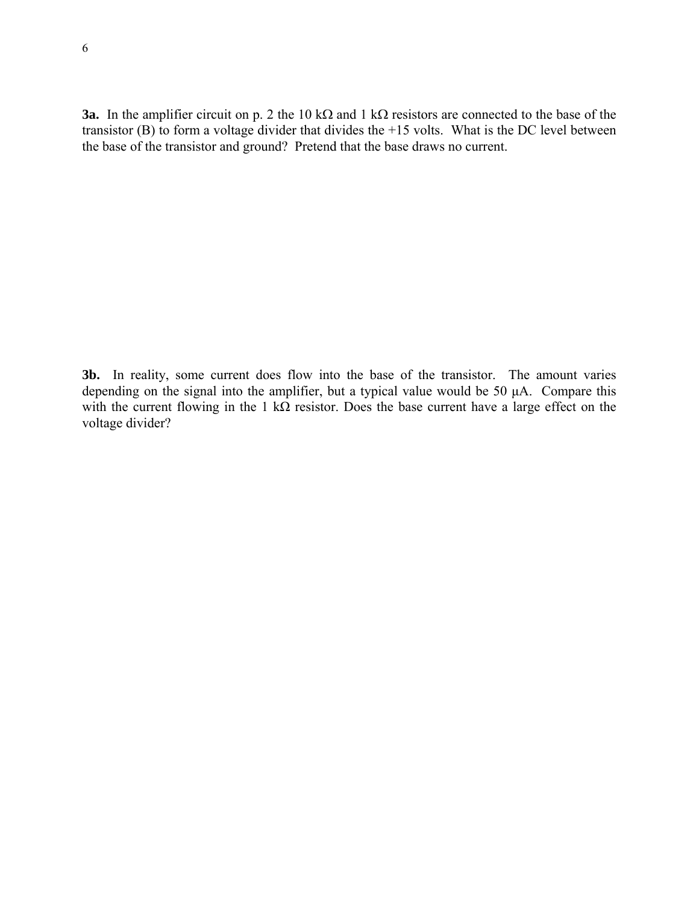**3a.** In the amplifier circuit on p. 2 the 10 kΩ and 1 kΩ resistors are connected to the base of the transistor (B) to form a voltage divider that divides the +15 volts. What is the DC level between the base of the transistor and ground? Pretend that the base draws no current.

**3b.** In reality, some current does flow into the base of the transistor. The amount varies depending on the signal into the amplifier, but a typical value would be 50 μA. Compare this with the current flowing in the 1 kΩ resistor. Does the base current have a large effect on the voltage divider?